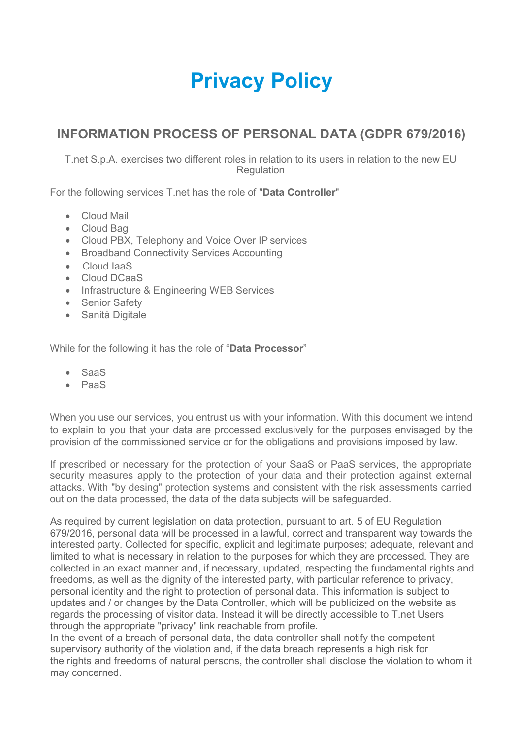# Privacy Policy

## INFORMATION PROCESS OF PERSONAL DATA (GDPR 679/2016)

T.net S.p.A. exercises two different roles in relation to its users in relation to the new EU Regulation

For the following services T.net has the role of "**Data Controller**"

- Cloud Mail
- Cloud Bag
- Cloud PBX, Telephony and Voice Over IP services
- Broadband Connectivity Services Accounting
- Cloud IaaS
- Cloud DCaaS
- Infrastructure & Engineering WEB Services
- Senior Safety
- Sanità Digitale

While for the following it has the role of "**Data Processor**"

- SaaS
- PaaS

When you use our services, you entrust us with your information. With this document we intend to explain to you that your data are processed exclusively for the purposes envisaged by the provision of the commissioned service or for the obligations and provisions imposed by law.

If prescribed or necessary for the protection of your SaaS or PaaS services, the appropriate security measures apply to the protection of your data and their protection against external attacks. With "by desing" protection systems and consistent with the risk assessments carried out on the data processed, the data of the data subjects will be safeguarded.

As required by current legislation on data protection, pursuant to art. 5 of EU Regulation 679/2016, personal data will be processed in a lawful, correct and transparent way towards the interested party. Collected for specific, explicit and legitimate purposes; adequate, relevant and limited to what is necessary in relation to the purposes for which they are processed. They are collected in an exact manner and, if necessary, updated, respecting the fundamental rights and freedoms, as well as the dignity of the interested party, with particular reference to privacy, personal identity and the right to protection of personal data. This information is subject to updates and / or changes by the Data Controller, which will be publicized on the website as regards the processing of visitor data. Instead it will be directly accessible to T.net Users through the appropriate "privacy" link reachable from profile.
In the event of a breach of personal data, the data controller shall notify the competent supervisory authority of the violation and, if the data breach represents a high risk for the rights and freedoms of natural persons, the controller shall disclose the violation to whom it may concerned.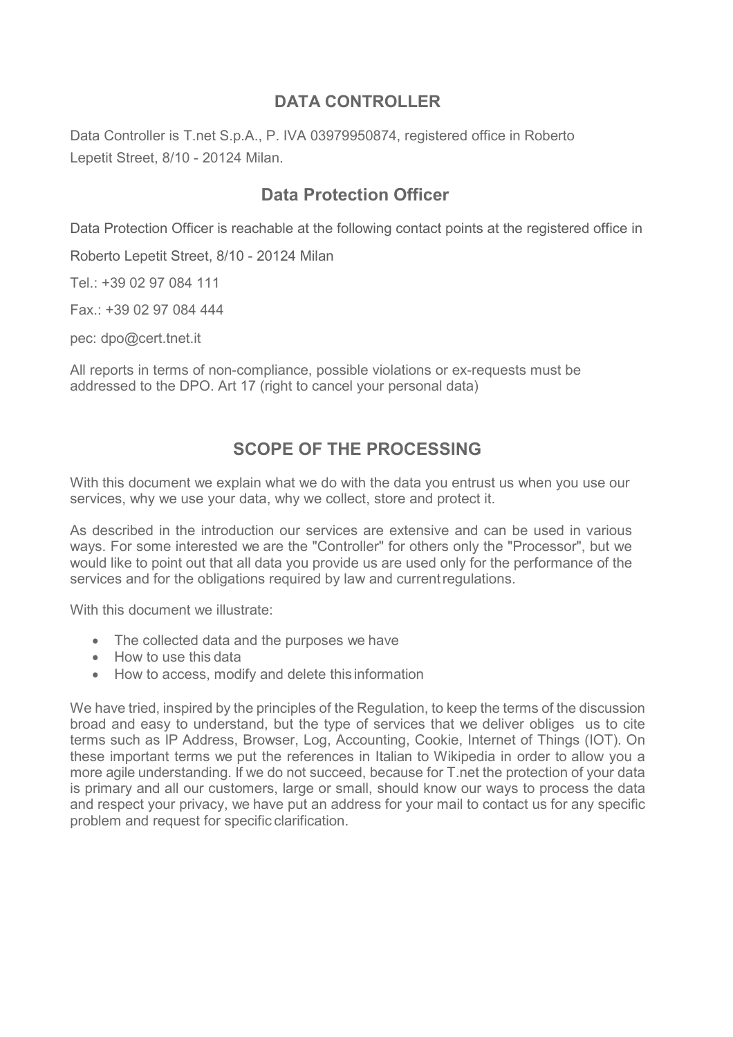## DATA CONTROLLER

Data Controller is T.net S.p.A., P. IVA 03979950874, registered office in Roberto Lepetit Street, 8/10 - 20124 Milan.

## Data Protection Officer

Data Protection Officer is reachable at the following contact points at the registered office in

Roberto Lepetit Street, 8/10 - 20124 Milan

Tel.: +39 02 97 084 111

Fax.: +39 02 97 084 444

pec: dpo@cert.tnet.it

All reports in terms of non-compliance, possible violations or ex-requests must be addressed to the DPO. Art 17 (right to cancel your personal data)

## SCOPE OF THE PROCESSING

With this document we explain what we do with the data you entrust us when you use our services, why we use your data, why we collect, store and protect it.

As described in the introduction our services are extensive and can be used in various ways. For some interested we are the "Controller" for others only the "Processor", but we would like to point out that all data you provide us are used only for the performance of the services and for the obligations required by law and current regulations.

With this document we illustrate:

- The collected data and the purposes we have
- How to use this data
- How to access, modify and delete this information

We have tried, inspired by the principles of the Regulation, to keep the terms of the discussion broad and easy to understand, but the type of services that we deliver obliges us to cite terms such as IP Address, Browser, Log, Accounting, Cookie, Internet of Things (IOT). On these important terms we put the references in Italian to Wikipedia in order to allow you a more agile understanding. If we do not succeed, because for T.net the protection of your data is primary and all our customers, large or small, should know our ways to process the data and respect your privacy, we have put an address for your mail to contact us for any specific problem and request for specific clarification.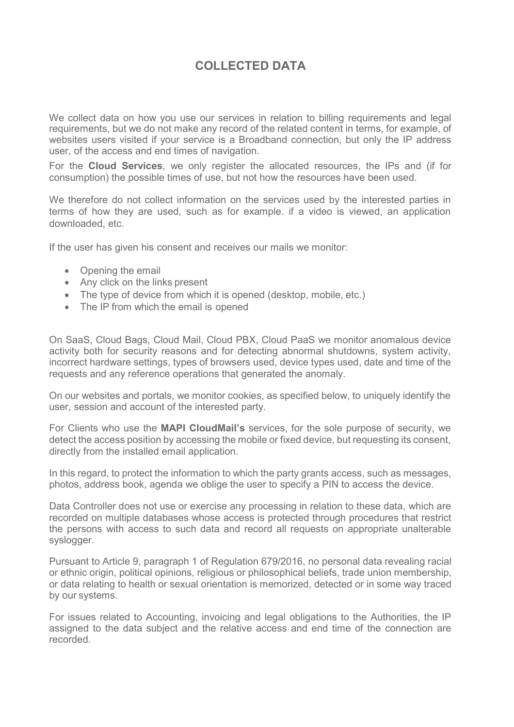# COLLECTED DATA

We collect data on how you use our services in relation to billing requirements and legal requirements, but we do not make any record of the related content in terms, for example, of websites users visited if your service is a Broadband connection, but only the IP address user, of the access and end times of navigation.

For the **Cloud Services**, we only register the allocated resources, the IPs and (if for consumption) the possible times of use, but not how the resources have been used.

We therefore do not collect information on the services used by the interested parties in terms of how they are used, such as for example. if a video is viewed, an application downloaded, etc.

If the user has given his consent and receives our mails we monitor:

- Opening the email
- Any click on the links present
- The type of device from which it is opened (desktop, mobile, etc.)
- The IP from which the email is opened

On SaaS, Cloud Bags, Cloud Mail, Cloud PBX, Cloud PaaS we monitor anomalous device activity both for security reasons and for detecting abnormal shutdowns, system activity, incorrect hardware settings, types of browsers used, device types used, date and time of the requests and any reference operations that generated the anomaly.

On our websites and portals, we monitor cookies, as specified below, to uniquely identify the user, session and account of the interested party.

For Clients who use the **MAPI CloudMail's** services, for the sole purpose of security, we detect the access position by accessing the mobile or fixed device, but requesting its consent, directly from the installed email application.

In this regard, to protect the information to which the party grants access, such as messages, photos, address book, agenda we oblige the user to specify a PIN to access the device.

Data Controller does not use or exercise any processing in relation to these data, which are recorded on multiple databases whose access is protected through procedures that restrict the persons with access to such data and record all requests on appropriate unalterable syslogger.

Pursuant to Article 9, paragraph 1 of Regulation 679/2016, no personal data revealing racial or ethnic origin, political opinions, religious or philosophical beliefs, trade union membership, or data relating to health or sexual orientation is memorized, detected or in some way traced by our systems.

For issues related to Accounting, invoicing and legal obligations to the Authorities, the IP assigned to the data subject and the relative access and end time of the connection are recorded.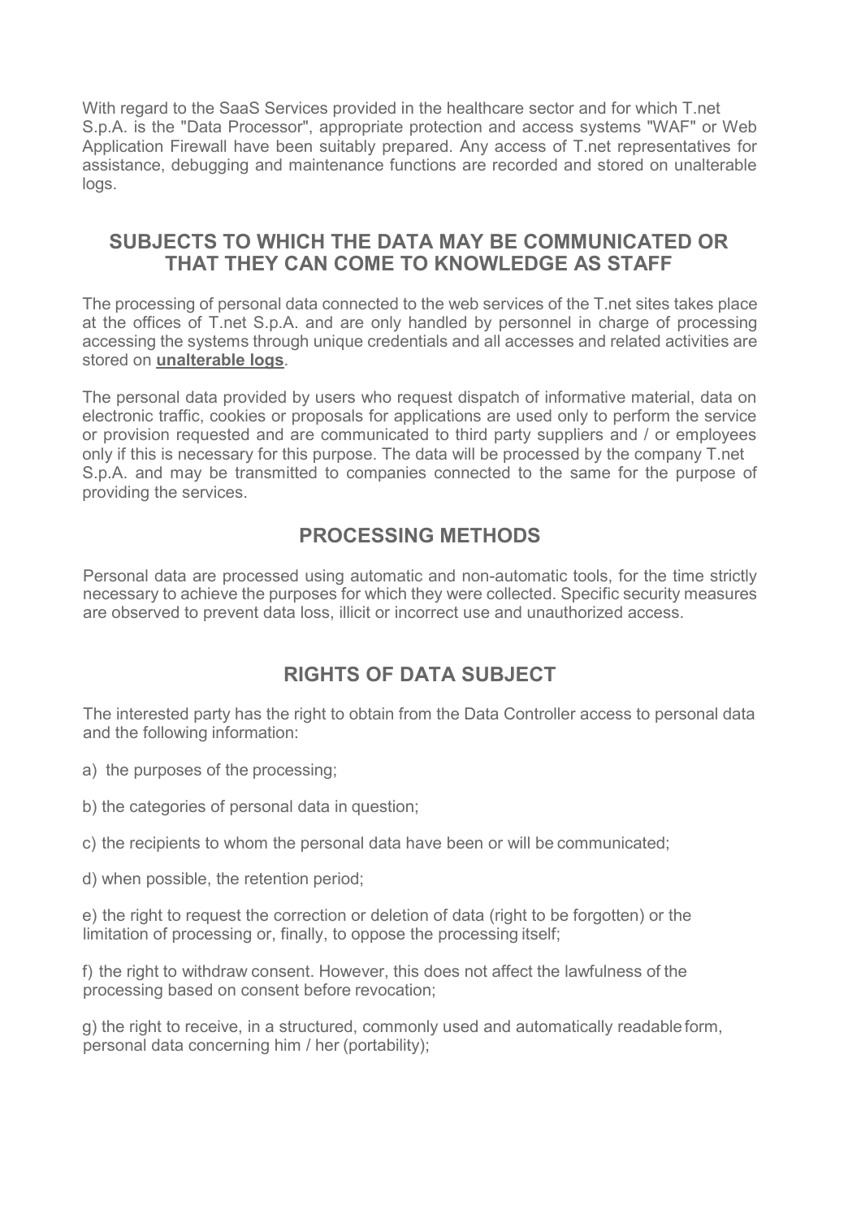With regard to the SaaS Services provided in the healthcare sector and for which T.net S.p.A. is the "Data Processor", appropriate protection and access systems "WAF" or Web Application Firewall have been suitably prepared. Any access of T.net representatives for assistance, debugging and maintenance functions are recorded and stored on unalterable logs.

## SUBJECTS TO WHICH THE DATA MAY BE COMMUNICATED OR THAT THEY CAN COME TO KNOWLEDGE AS STAFF

The processing of personal data connected to the web services of the T.net sites takes place at the offices of T.net S.p.A. and are only handled by personnel in charge of processing accessing the systems through unique credentials and all accesses and related activities are stored on **unalterable logs**.

The personal data provided by users who request dispatch of informative material, data on electronic traffic, cookies or proposals for applications are used only to perform the service or provision requested and are communicated to third party suppliers and / or employees only if this is necessary for this purpose. The data will be processed by the company T.net S.p.A. and may be transmitted to companies connected to the same for the purpose of providing the services.

## PROCESSING METHODS

Personal data are processed using automatic and non-automatic tools, for the time strictly necessary to achieve the purposes for which they were collected. Specific security measures are observed to prevent data loss, illicit or incorrect use and unauthorized access.

## RIGHTS OF DATA SUBJECT

The interested party has the right to obtain from the Data Controller access to personal data and the following information:

a) the purposes of the processing;

b) the categories of personal data in question;

c) the recipients to whom the personal data have been or will be communicated;

d) when possible, the retention period;

e) the right to request the correction or deletion of data (right to be forgotten) or the limitation of processing or, finally, to oppose the processing itself;

f) the right to withdraw consent. However, this does not affect the lawfulness of the processing based on consent before revocation;

g) the right to receive, in a structured, commonly used and automatically readable form, personal data concerning him / her (portability);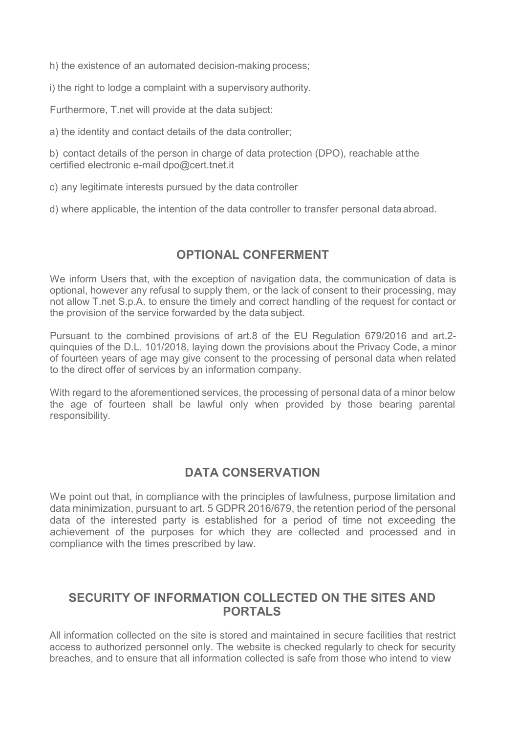h) the existence of an automated decision-making process;

i) the right to lodge a complaint with a supervisory authority.

Furthermore, T.net will provide at the data subject:

a) the identity and contact details of the data controller;

b) contact details of the person in charge of data protection (DPO), reachable at the certified electronic e-mail dpo@cert.tnet.it

c) any legitimate interests pursued by the data controller

d) where applicable, the intention of the data controller to transfer personal data abroad.

## OPTIONAL CONFERMENT

We inform Users that, with the exception of navigation data, the communication of data is optional, however any refusal to supply them, or the lack of consent to their processing, may not allow T.net S.p.A. to ensure the timely and correct handling of the request for contact or the provision of the service forwarded by the data subject.

Pursuant to the combined provisions of art.8 of the EU Regulation 679/2016 and art.2-quinquies of the D.L. 101/2018, laying down the provisions about the Privacy Code, a minor of fourteen years of age may give consent to the processing of personal data when related to the direct offer of services by an information company.

With regard to the aforementioned services, the processing of personal data of a minor below the age of fourteen shall be lawful only when provided by those bearing parental responsibility.

## DATA CONSERVATION

We point out that, in compliance with the principles of lawfulness, purpose limitation and data minimization, pursuant to art. 5 GDPR 2016/679, the retention period of the personal data of the interested party is established for a period of time not exceeding the achievement of the purposes for which they are collected and processed and in compliance with the times prescribed by law.

## SECURITY OF INFORMATION COLLECTED ON THE SITES AND PORTALS

All information collected on the site is stored and maintained in secure facilities that restrict access to authorized personnel only. The website is checked regularly to check for security breaches, and to ensure that all information collected is safe from those who intend to view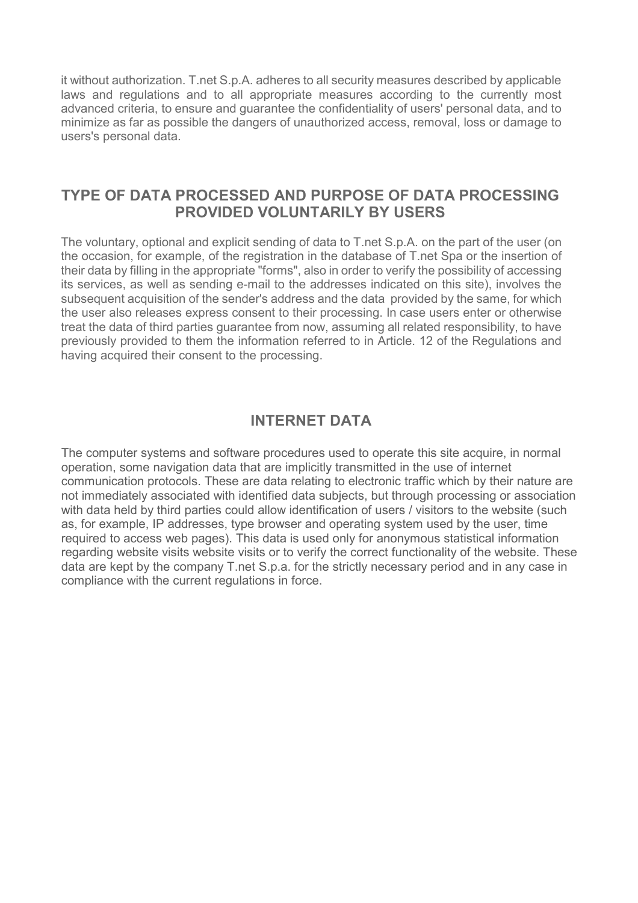it without authorization. T.net S.p.A. adheres to all security measures described by applicable laws and regulations and to all appropriate measures according to the currently most advanced criteria, to ensure and guarantee the confidentiality of users' personal data, and to minimize as far as possible the dangers of unauthorized access, removal, loss or damage to users's personal data.

## TYPE OF DATA PROCESSED AND PURPOSE OF DATA PROCESSING PROVIDED VOLUNTARILY BY USERS

The voluntary, optional and explicit sending of data to T.net S.p.A. on the part of the user (on the occasion, for example, of the registration in the database of T.net Spa or the insertion of their data by filling in the appropriate "forms", also in order to verify the possibility of accessing its services, as well as sending e-mail to the addresses indicated on this site), involves the subsequent acquisition of the sender's address and the data provided by the same, for which the user also releases express consent to their processing. In case users enter or otherwise treat the data of third parties guarantee from now, assuming all related responsibility, to have previously provided to them the information referred to in Article. 12 of the Regulations and having acquired their consent to the processing.

## INTERNET DATA

The computer systems and software procedures used to operate this site acquire, in normal operation, some navigation data that are implicitly transmitted in the use of internet communication protocols. These are data relating to electronic traffic which by their nature are not immediately associated with identified data subjects, but through processing or association with data held by third parties could allow identification of users / visitors to the website (such as, for example, IP addresses, type browser and operating system used by the user, time required to access web pages). This data is used only for anonymous statistical information regarding website visits website visits or to verify the correct functionality of the website. These data are kept by the company T.net S.p.a. for the strictly necessary period and in any case in compliance with the current regulations in force.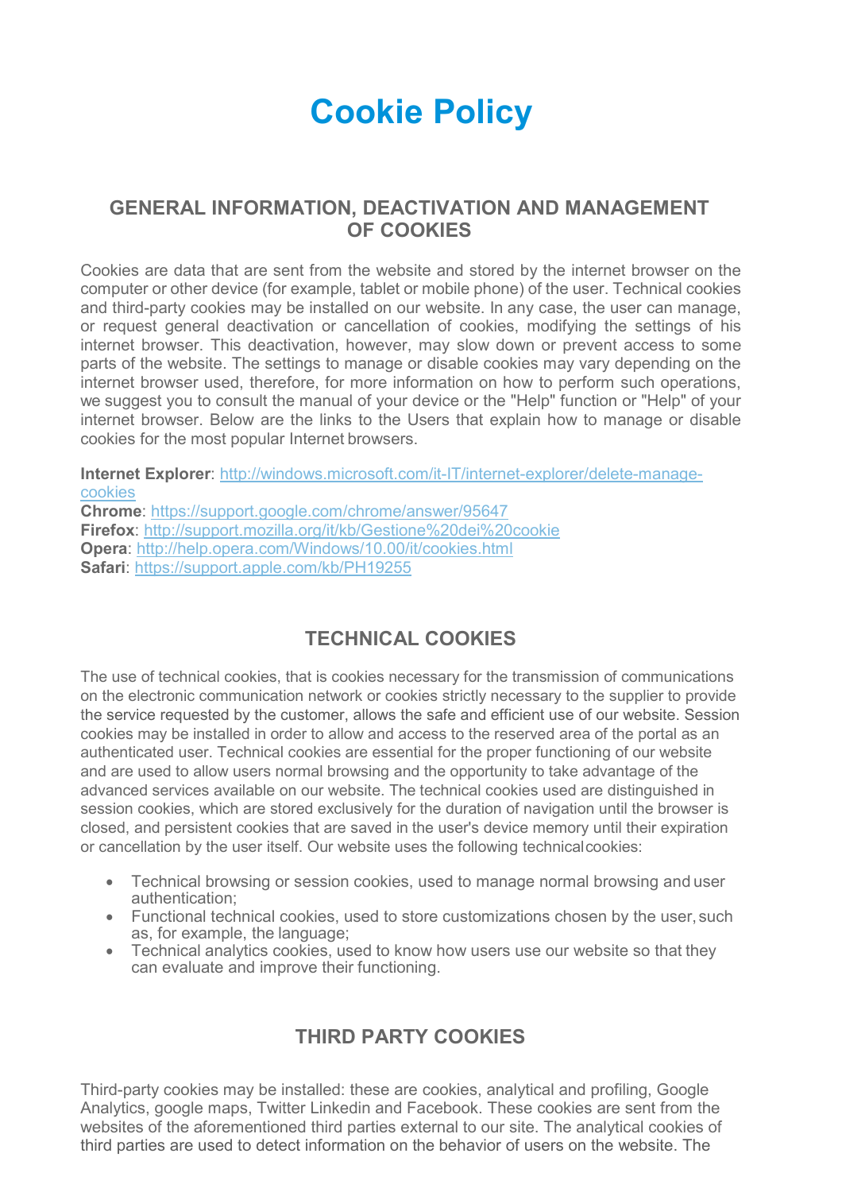# Cookie Policy

## GENERAL INFORMATION, DEACTIVATION AND MANAGEMENT OF COOKIES

Cookies are data that are sent from the website and stored by the internet browser on the computer or other device (for example, tablet or mobile phone) of the user. Technical cookies and third-party cookies may be installed on our website. In any case, the user can manage, or request general deactivation or cancellation of cookies, modifying the settings of his internet browser. This deactivation, however, may slow down or prevent access to some parts of the website. The settings to manage or disable cookies may vary depending on the internet browser used, therefore, for more information on how to perform such operations, we suggest you to consult the manual of your device or the "Help" function or "Help" of your internet browser. Below are the links to the Users that explain how to manage or disable cookies for the most popular Internet browsers.

**Internet Explorer**: http://windows.microsoft.com/it-IT/internet-explorer/delete-manage-cookies
**Chrome**: https://support.google.com/chrome/answer/95647
**Firefox**: http://support.mozilla.org/it/kb/Gestione%20dei%20cookie
**Opera**: http://help.opera.com/Windows/10.00/it/cookies.html
**Safari**: https://support.apple.com/kb/PH19255

## TECHNICAL COOKIES

The use of technical cookies, that is cookies necessary for the transmission of communications on the electronic communication network or cookies strictly necessary to the supplier to provide the service requested by the customer, allows the safe and efficient use of our website. Session cookies may be installed in order to allow and access to the reserved area of the portal as an authenticated user. Technical cookies are essential for the proper functioning of our website and are used to allow users normal browsing and the opportunity to take advantage of the advanced services available on our website. The technical cookies used are distinguished in session cookies, which are stored exclusively for the duration of navigation until the browser is closed, and persistent cookies that are saved in the user's device memory until their expiration or cancellation by the user itself. Our website uses the following technical cookies:

- Technical browsing or session cookies, used to manage normal browsing and user authentication;
- Functional technical cookies, used to store customizations chosen by the user, such as, for example, the language;
- Technical analytics cookies, used to know how users use our website so that they can evaluate and improve their functioning.

## THIRD PARTY COOKIES

Third-party cookies may be installed: these are cookies, analytical and profiling, Google Analytics, google maps, Twitter Linkedin and Facebook. These cookies are sent from the websites of the aforementioned third parties external to our site. The analytical cookies of third parties are used to detect information on the behavior of users on the website. The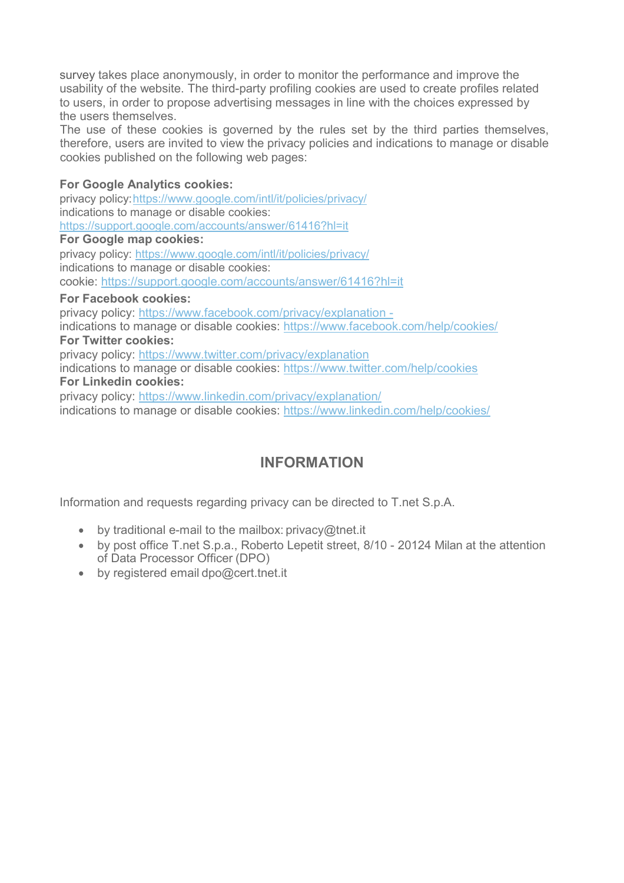survey takes place anonymously, in order to monitor the performance and improve the usability of the website. The third-party profiling cookies are used to create profiles related to users, in order to propose advertising messages in line with the choices expressed by the users themselves.
The use of these cookies is governed by the rules set by the third parties themselves, therefore, users are invited to view the privacy policies and indications to manage or disable cookies published on the following web pages:

**For Google Analytics cookies:**
privacy policy: https://www.google.com/intl/it/policies/privacy/
indications to manage or disable cookies:
https://support.google.com/accounts/answer/61416?hl=it
**For Google map cookies:**
privacy policy: https://www.google.com/intl/it/policies/privacy/
indications to manage or disable cookies:
cookie: https://support.google.com/accounts/answer/61416?hl=it
**For Facebook cookies:**
privacy policy: https://www.facebook.com/privacy/explanation -
indications to manage or disable cookies: https://www.facebook.com/help/cookies/
**For Twitter cookies:**
privacy policy: https://www.twitter.com/privacy/explanation
indications to manage or disable cookies: https://www.twitter.com/help/cookies
**For Linkedin cookies:**
privacy policy: https://www.linkedin.com/privacy/explanation/
indications to manage or disable cookies: https://www.linkedin.com/help/cookies/

## INFORMATION

Information and requests regarding privacy can be directed to T.net S.p.A.

- by traditional e-mail to the mailbox: privacy@tnet.it
- by post office T.net S.p.a., Roberto Lepetit street, 8/10 - 20124 Milan at the attention of Data Processor Officer (DPO)
- by registered email dpo@cert.tnet.it